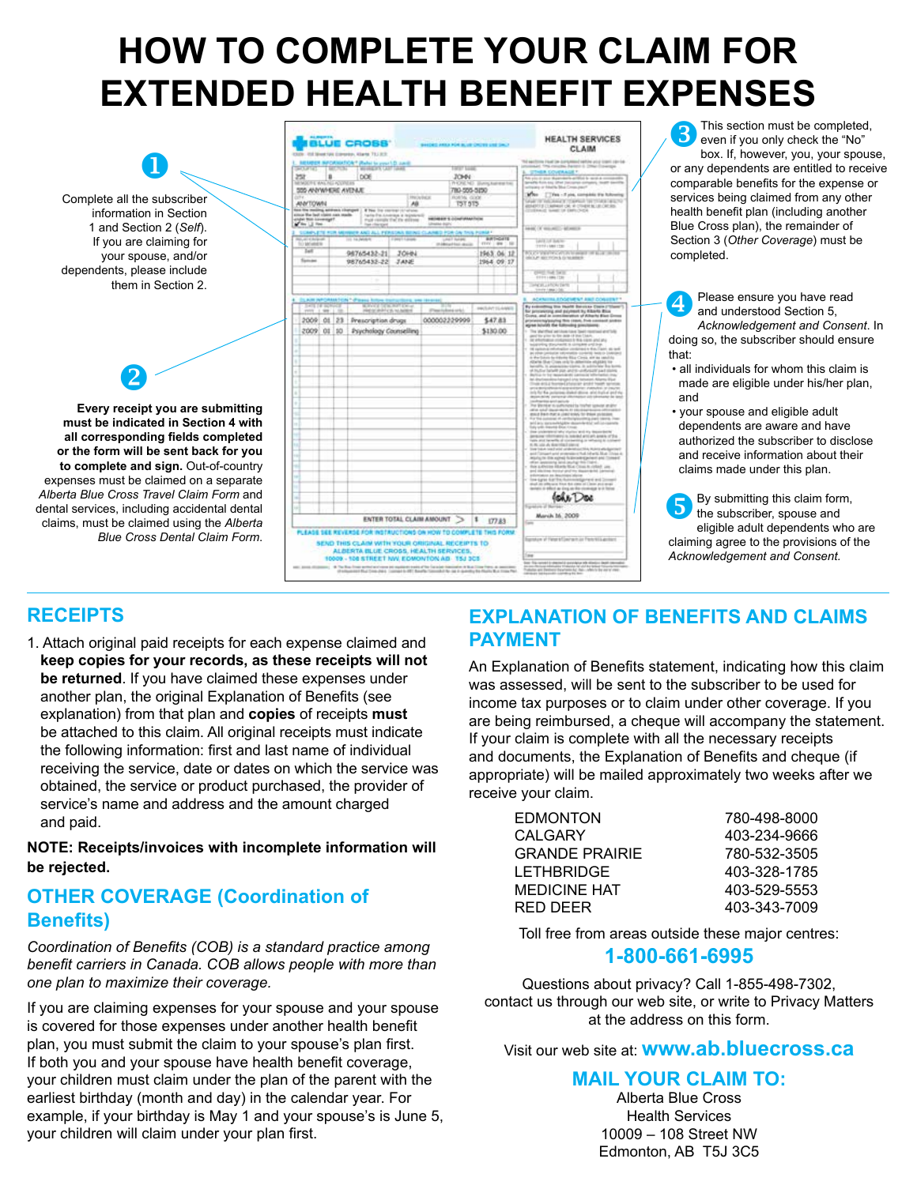# HOW TO COMPLETE YOUR CLAIM FOR EXTENDED HEALTH BENEFIT EXPENSES

**1** Complete all the subscriber information in Section 1 and Section 2 (*Self*). If you are claiming for your spouse, and/or dependents, please include them in Section 2.

**2** **Every receipt you are submitting must be indicated in Section 4 with all corresponding fields completed or the form will be sent back for you to complete and sign.** Out-of-country expenses must be claimed on a separate *Alberta Blue Cross Travel Claim Form* and dental services, including accidental dental claims, must be claimed using the *Alberta Blue Cross Dental Claim Form.*

**3** This section must be completed, even if you only check the "No" box. If, however, you, your spouse, or any dependents are entitled to receive comparable benefits for the expense or services being claimed from any other health benefit plan (including another Blue Cross plan), the remainder of Section 3 (*Other Coverage*) must be completed.

**4** Please ensure you have read and understood Section 5, *Acknowledgement and Consent.* In doing so, the subscriber should ensure that:

- all individuals for whom this claim is made are eligible under his/her plan, and
- your spouse and eligible adult dependents are aware and have authorized the subscriber to disclose and receive information about their claims made under this plan.

**5** By submitting this claim form, the subscriber, spouse and eligible adult dependents who are claiming agree to the provisions of the *Acknowledgement and Consent.*

## RECEIPTS

1. Attach original paid receipts for each expense claimed and **keep copies for your records, as these receipts will not be returned**. If you have claimed these expenses under another plan, the original Explanation of Benefits (see explanation) from that plan and **copies** of receipts **must** be attached to this claim. All original receipts must indicate the following information: first and last name of individual receiving the service, date or dates on which the service was obtained, the service or product purchased, the provider of service's name and address and the amount charged and paid.

**NOTE: Receipts/invoices with incomplete information will be rejected.**

## OTHER COVERAGE (Coordination of Benefits)

*Coordination of Benefits (COB) is a standard practice among benefit carriers in Canada. COB allows people with more than one plan to maximize their coverage.*

If you are claiming expenses for your spouse and your spouse is covered for those expenses under another health benefit plan, you must submit the claim to your spouse's plan first. If both you and your spouse have health benefit coverage, your children must claim under the plan of the parent with the earliest birthday (month and day) in the calendar year. For example, if your birthday is May 1 and your spouse's is June 5, your children will claim under your plan first.

## EXPLANATION OF BENEFITS AND CLAIMS PAYMENT

An Explanation of Benefits statement, indicating how this claim was assessed, will be sent to the subscriber to be used for income tax purposes or to claim under other coverage. If you are being reimbursed, a cheque will accompany the statement. If your claim is complete with all the necessary receipts and documents, the Explanation of Benefits and cheque (if appropriate) will be mailed approximately two weeks after we receive your claim.

| | |
|---|---|
| EDMONTON | 780-498-8000 |
| CALGARY | 403-234-9666 |
| GRANDE PRAIRIE | 780-532-3505 |
| LETHBRIDGE | 403-328-1785 |
| MEDICINE HAT | 403-529-5553 |
| RED DEER | 403-343-7009 |

Toll free from areas outside these major centres:

**1-800-661-6995**

Questions about privacy? Call 1-855-498-7302, contact us through our web site, or write to Privacy Matters at the address on this form.

Visit our web site at: **www.ab.bluecross.ca**

## MAIL YOUR CLAIM TO:

Alberta Blue Cross
Health Services
10009 – 108 Street NW
Edmonton, AB T5J 3C5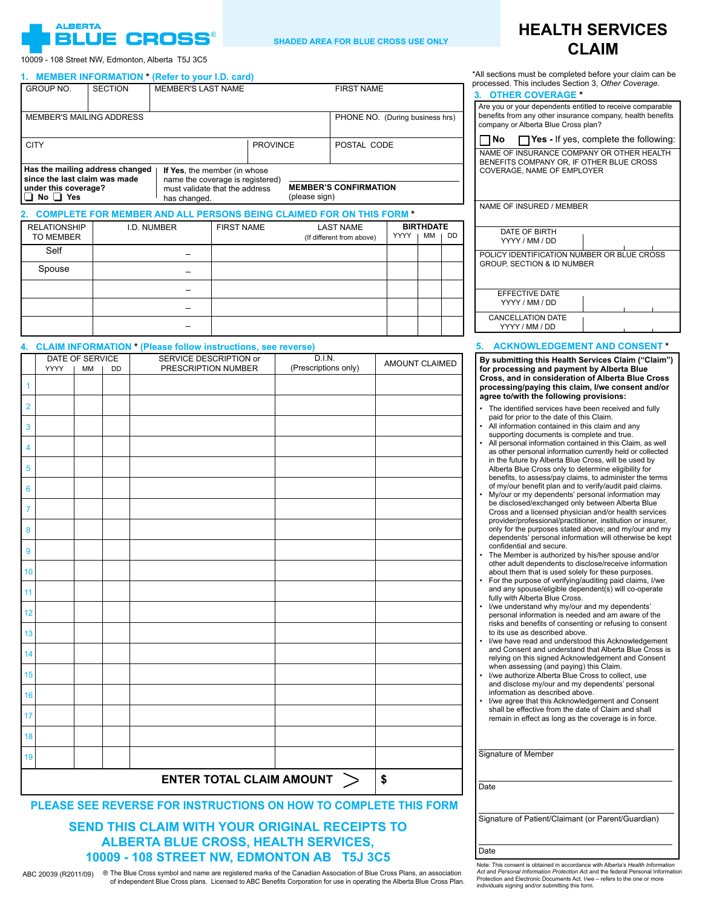ALBERTA BLUE CROSS®

SHADED AREA FOR BLUE CROSS USE ONLY

# HEALTH SERVICES CLAIM

10009 - 108 Street NW, Edmonton, Alberta T5J 3C5

*All sections must be completed before your claim can be processed. This includes Section 3, *Other Coverage.*

## 1. MEMBER INFORMATION * (Refer to your I.D. card)

| GROUP NO. | SECTION | MEMBER'S LAST NAME | FIRST NAME |
|---|---|---|---|
| | | | |

| MEMBER'S MAILING ADDRESS | PHONE NO. (During business hrs) |
|---|---|
| | |

| CITY | PROVINCE | POSTAL CODE |
|---|---|---|
| | | |

**Has the mailing address changed since the last claim was made under this coverage?** ☐ No ☐ Yes

**If Yes**, the member (in whose name the coverage is registered) must validate that the address has changed.

**MEMBER'S CONFIRMATION** (please sign)

## 2. COMPLETE FOR MEMBER AND ALL PERSONS BEING CLAIMED FOR ON THIS FORM *

| RELATIONSHIP TO MEMBER | I.D. NUMBER | FIRST NAME | LAST NAME (If different from above) | BIRTHDATE YYYY | MM | DD |
|---|---|---|---|---|---|---|
| Self | – | | | | | |
| Spouse | – | | | | | |
| | – | | | | | |
| | – | | | | | |
| | – | | | | | |

## 3. OTHER COVERAGE *

Are you or your dependents entitled to receive comparable benefits from any other insurance company, health benefits company or Alberta Blue Cross plan?

☐ **No** ☐ **Yes -** If yes, complete the following:

NAME OF INSURANCE COMPANY OR OTHER HEALTH BENEFITS COMPANY OR, IF OTHER BLUE CROSS COVERAGE, NAME OF EMPLOYER

NAME OF INSURED / MEMBER

DATE OF BIRTH YYYY / MM / DD

POLICY IDENTIFICATION NUMBER OR BLUE CROSS GROUP, SECTION & ID NUMBER

EFFECTIVE DATE YYYY / MM / DD

CANCELLATION DATE YYYY / MM / DD

## 4. CLAIM INFORMATION * (Please follow instructions, see reverse)

| | DATE OF SERVICE YYYY | MM | DD | SERVICE DESCRIPTION or PRESCRIPTION NUMBER | D.I.N. (Prescriptions only) | AMOUNT CLAIMED |
|---|---|---|---|---|---|---|
| 1 | | | | | | |
| 2 | | | | | | |
| 3 | | | | | | |
| 4 | | | | | | |
| 5 | | | | | | |
| 6 | | | | | | |
| 7 | | | | | | |
| 8 | | | | | | |
| 9 | | | | | | |
| 10 | | | | | | |
| 11 | | | | | | |
| 12 | | | | | | |
| 13 | | | | | | |
| 14 | | | | | | |
| 15 | | | | | | |
| 16 | | | | | | |
| 17 | | | | | | |
| 18 | | | | | | |
| 19 | | | | | | |
| | | | | **ENTER TOTAL CLAIM AMOUNT** > | | **$** |

## 5. ACKNOWLEDGEMENT AND CONSENT *

**By submitting this Health Services Claim ("Claim") for processing and payment by Alberta Blue Cross, and in consideration of Alberta Blue Cross processing/paying this claim, I/we consent and/or agree to/with the following provisions:**

- The identified services have been received and fully paid for prior to the date of this Claim.
- All information contained in this claim and any supporting documents is complete and true.
- All personal information contained in this Claim, as well as other personal information currently held or collected in the future by Alberta Blue Cross, will be used by Alberta Blue Cross only to determine eligibility for benefits, to assess/pay claims, to administer the terms of my/our benefit plan and to verify/audit paid claims.
- My/our or my dependents' personal information may be disclosed/exchanged only between Alberta Blue Cross and a licensed physician and/or health services provider/professional/practitioner, institution or insurer, only for the purposes stated above; and my/our and my dependents' personal information will otherwise be kept confidential and secure.
- The Member is authorized by his/her spouse and/or other adult dependents to disclose/receive information about them that is used solely for these purposes.
- For the purpose of verifying/auditing paid claims, I/we and any spouse/eligible dependent(s) will co-operate fully with Alberta Blue Cross.
- I/we understand why my/our and my dependents' personal information is needed and am aware of the risks and benefits of consenting or refusing to consent to its use as described above.
- I/we have read and understood this Acknowledgement and Consent and understand that Alberta Blue Cross is relying on this signed Acknowledgement and Consent when assessing (and paying) this Claim.
- I/we authorize Alberta Blue Cross to collect, use and disclose my/our and my dependents' personal information as described above.
- I/we agree that this Acknowledgement and Consent shall be effective from the date of Claim and shall remain in effect as long as the coverage is in force.

Signature of Member

Date

Signature of Patient/Claimant (or Parent/Guardian)

Date

Note: This consent is obtained in accordance with Alberta's *Health Information Act* and *Personal Information Protection Act* and the federal Personal Information Protection and Electronic Documents Act. I/we – refers to the one or more individuals signing and/or submitting this form.

**PLEASE SEE REVERSE FOR INSTRUCTIONS ON HOW TO COMPLETE THIS FORM**

**SEND THIS CLAIM WITH YOUR ORIGINAL RECEIPTS TO ALBERTA BLUE CROSS, HEALTH SERVICES, 10009 - 108 STREET NW, EDMONTON AB T5J 3C5**

ABC 20039 (R2011/09) ® The Blue Cross symbol and name are registered marks of the Canadian Association of Blue Cross Plans, an association of independent Blue Cross plans. Licensed to ABC Benefits Corporation for use in operating the Alberta Blue Cross Plan.